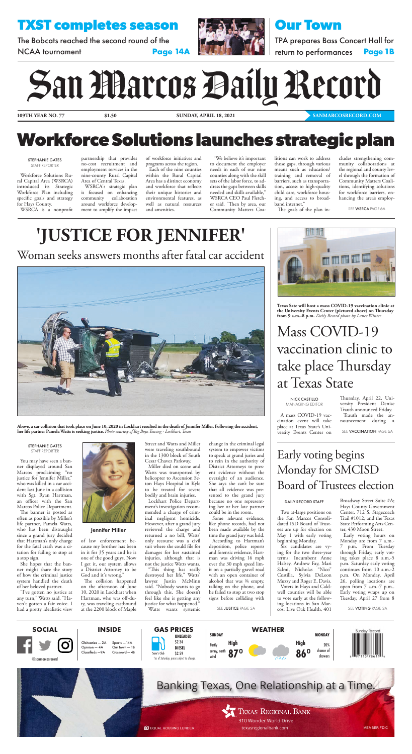## TXST completes season

The Bobcats reached the second round of the NCAA tournament **Page 14A**

## Our Town

TPA prepares Bass Concert Hall for return to performances **Page 1B**

# San Marcos Daily Record

**109TH YEAR NO. 77** **$1.50** **SUNDAY, APRIL 18, 2021** **SANMARCOSRECORD.COM**

# Workforce Solutions launches strategic plan

STEPHANIE GATES
STAFF REPORTER

Workforce Solutions Rural Capital Area (WSRCA) introduced its Strategic Workforce Plan including specific goals and strategy for Hays County.

WSRCA is a nonprofit partnership that provides no-cost recruitment and employment services in the nine-county Rural Capital Area of Central Texas.

WSRCA's strategic plan is focused on enhancing community collaboration around workforce development to amplify the impact of workforce initiatives and programs across the region.

Each of the nine counties within the Rural Capital Area has a distinct economy and workforce that reflects their unique histories and environmental features, as well as natural resources and amenities.

"We believe it's important to document the employer needs in each of our nine counties along with the skill sets of the labor force, to address the gaps between skills needed and skills available," WSRCA CEO Paul Fletcher said. "Then by area, our Community Matters Coalitions can work to address those gaps, through various means such as education/training and removal of barriers, such as transportation, access to high-quality child care, workforce housing, and access to broadband internet."

The goals of the plan includes strengthening community collaborations at the regional and county level through the formation of Community Matters Coalitions, identifying solutions for workforce barriers, enhancing the area's employ-

SEE **WSRCA** PAGE 6A

# 'JUSTICE FOR JENNIFER'

## Woman seeks answers months after fatal car accident

**Above, a car collision that took place on June 10, 2020 in Lockhart resulted in the death of Jennifer Miller. Following the accident, her life partner Pamela Watts is seeking justice.** *Photo courtesy of Big Boyz Towing - Lockhart, Texas*

STEPHANIE GATES
STAFF REPORTER

You may have seen a banner displayed around San Marcos proclaiming "no justice for Jennifer Miller," who was killed in a car accident last June in a collision with Sgt. Ryan Hartman, an officer with the San Marcos Police Department.

The banner is posted as often as possible by Miller's life partner, Pamela Watts, who has been distraught since a grand jury decided that Hartman's only charge for the fatal crash was a citation for failing to stop at a stop sign.

She hopes that the banner might share the story of how the criminal justice system handled the death of her beloved partner.

"I've gotten no justice at any turn," Watts said. "Haven't gotten a fair voice. I had a pretty idealistic view of law enforcement because my brother has been in it for 35 years and he is one of the good guys. Now I get it, our system allows a District Attorney to be God and it's wrong."

**Jennifer Miller**

The collision happened on the afternoon of June 10, 2020 in Lockhart when Hartman, who was off-duty, was traveling eastbound at the 2200 block of Maple Street and Watts and Miller were traveling southbound in the 1300 block of South Cesar Chavez Parkway.

Miller died on scene and Watts was transported by helicopter to Ascension Seton Hays Hospital in Kyle to be treated for severe bodily and brain injuries.

Lockhart Police Department's investigation recommended a charge of criminal negligent homicide. However, after a grand jury reviewed the charge and returned a no bill, Watts' only recourse was a civil suit where she could file for damages for her sustained injuries, although that is not the justice Watts wants.

"This thing has really destroyed her life," Watts' lawyer Justin McMinn said. "Nobody wants to go through this. She doesn't feel like she is getting any justice for what happened."

Watts wants systemic change in the criminal legal system to empower victims to speak at grand juries and to rein in the authority of District Attorneys to present evidence without the oversight of an audience. She says she can't be sure that all evidence was presented to the grand jury because no one representing her or her late partner could be in the room.

Some relevant evidence, like phone records, had not been made available by the time the grand jury was held.

According to Hartman's deposition, police reports and forensic evidence, Hartman was driving 16 mph over the 30 mph speed limit on a partially gravel road with an open container of alcohol that was ¾ empty, talking on the phone, and he failed to stop at two stop signs before colliding with

SEE **JUSTICE** PAGE 5A

**Texas Sate will host a mass COVID-19 vaccination clinic at the University Events Center (pictured above) on Thursday from 9 a.m.-8 p.m.** *Daily Record photo by Lance Winter*

# Mass COVID-19 vaccination clinic to take place Thursday at Texas State

NICK CASTILLO
MANAGING EDITOR

A mass COVID-19 vaccination event will take place at Texas State's University Events Center on Thursday, April 22, University President Denise Trauth announced Friday.

Trauth made the announcement during a

SEE **VACCINATION** PAGE 6A

# Early voting begins Monday for SMCISD Board of Trustees election

DAILY RECORD STAFF

Two at-large positions on the San Marcos Consolidated ISD Board of Trustees are up for election on May 1 with early voting beginning Monday.

Six candidates are vying for the two three-year terms: Incumbent Anne Halsey, Andrew Fay, Mari Salmi, Nicholas "Nico" Costilla, Sylvia DeLeon Muzzy and Roger E. Davis.

Voters in Hays and Caldwell counties will be able to vote early at the following locations in San Marcos: Live Oak Health, 401 Broadway Street Suite #A; Hays County Government Center, 712 S. Stagecoach Trail #1012; and the Texas State Performing Arts Center, 430 Moon Street.

Early voting hours on Monday are from 7 a.m.-7 p.m. From Tuesday through Friday, early voting takes place 8 a.m.-5 p.m. Saturday early voting continues from 10 a.m.-2 p.m. On Monday, April 26, polling locations are open from 7 a.m.-7 p.m.. Early voting wraps up on Tuesday, April 27 from 8

SEE **VOTING** PAGE 3A

**SOCIAL**

@sanmarcosrecord

**INSIDE**

Obituaries — 2A
Opinion — 4A
Classifieds — 9A
Sports — 14A
Our Town — 1B
Crossword — 4B

**GAS PRICES**

Sam's Club
UNLEADED $2.34
DIESEL $2.59
*as of Saturday, prices subject to change.

**WEATHER**

SUNDAY: Partly sunny, north wind. High 87°

MONDAY: 20% chance of showers. High 86°

Banking Texas, One Relationship at a Time.

Texas Regional Bank
310 Wonder World Drive
texasregionalbank.com
EQUAL HOUSING LENDER
MEMBER FDIC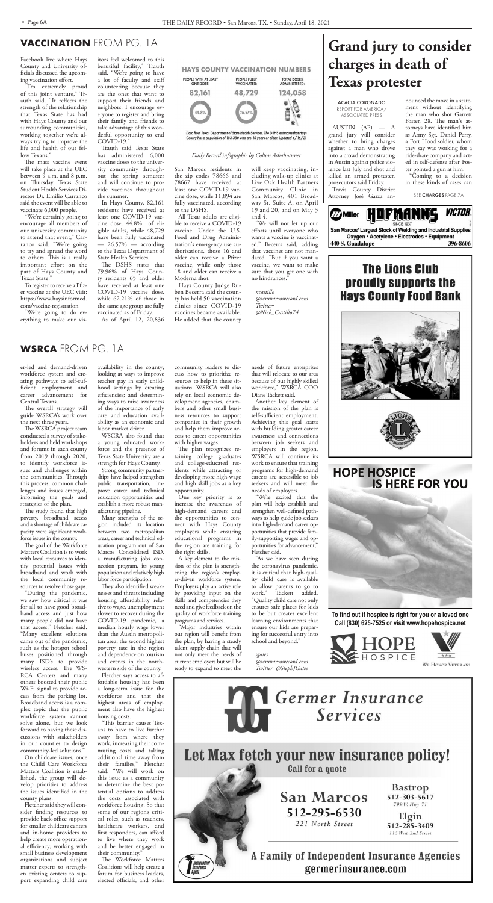## VACCINATION FROM PG. 1A

Facebook live where Hays County and University officials discussed the upcoming vaccination effort.

"I'm extremely proud of this joint venture," Trauth said. "It reflects the strength of the relationship that Texas State has had with Hays County and our surrounding communities, working together we're always trying to improve the life and health of our fellow Texans."

The mass vaccine event will take place at the UEC between 9 a.m. and 8 p.m. on Thursday. Texas State Student Health Services Director Dr. Emilio Carranco said the event will be able to vaccinate 6,000 people.

"We're certainly going to encourage all members of our university community to attend that event," Carranco said. "We're going to try and spread the word to others. This is a really important effort on the part of Hays County and Texas State."

To register to receive a Pfizer vaccine at the UEC visit: https://www.haysinformed.com/vaccine-registration

"We're going to do everything to make our visitors feel welcomed to this beautiful facility," Trauth said. "We're going to have a lot of faculty and staff volunteering because they are the ones that want to support their friends and neighbors. I encourage everyone to register and bring their family and friends to take advantage of this wonderful opportunity to end COVID-19."

Trauth said Texas State has administered 6,000 vaccine doses to the university community throughout the spring semester and will continue to provide vaccines throughout the summer.

In Hays County, 82,161 residents have received at least one COVID-19 vaccine dose, 44.8% of eligible adults, while 48,729 have been fully vaccinated — 26.57% — according to the Texas Department of State Health Services.

The DSHS states that 79.96% of Hays County residents 65 and older have received at least one COVID-19 vaccine dose, while 62.21% of those in the same age group are fully vaccinated as of Friday.

As of April 12, 20,836 San Marcos residents in the zip codes 78666 and 78667 have received at least one COVID-19 vaccine dose, while 11,894 are fully vaccinated, according to the DSHS.

All Texas adults are eligible to receive a COVID-19 vaccine. Under the U.S. Food and Drug Administration's emergency use authorizations, those 16 and older can receive a Pfizer vaccine, while only those 18 and older can receive a Moderna shot.

Hays County Judge Ruben Becerra said the county has held 50 vaccination clinics since COVID-19 vaccines became available. He added that the county will keep vaccinating, including walk-up clinics at Live Oak Health Partners Community Clinic in San Marcos, 401 Broadway St. Suite A, on April 19 and 20, and on May 3 and 4.

"We will not let up our efforts until everyone who wants a vaccine is vaccinated," Becerra said, adding that vaccines are not mandated. "But if you want a vaccine, we want to make sure that you get one with no hindrances."

*ncastillo*
*@sanmarcosrecord.com*
*Twitter: @Nick_Castillo74*

**HAYS COUNTY VACCINATION NUMBERS**

PEOPLE WITH AT LEAST ONE DOSE: 82,161 — 44.8%
PEOPLE FULLY VACCINATED: 48,729 — 26.57%
TOTAL DOSES ADMINISTERED: 124,058

*Data from Texas Department of State Health Services. The DSHS estimates that Hays County has a population of 183,380 who are 16 years or older. Updated 4/16/21*

*Daily Record infographic by Colton Ashabranner*

# Grand jury to consider charges in death of Texas protester

ACACIA CORONADO
REPORT FOR AMERICA/ASSOCIATED PRESS

AUSTIN (AP) — A grand jury will consider whether to bring charges against a man who drove into a crowd demonstrating in Austin against police violence last July and shot and killed an armed protester, prosecutors said Friday.

Travis County District Attorney José Garza announced the move in a statement without identifying the man who shot Garrett Foster, 28. The man's attorneys have identified him as Army Sgt. Daniel Perry, a Fort Hood soldier, who they say was working for a ride-share company and acted in self-defense after Foster pointed a gun at him.

"Coming to a decision in these kinds of cases can

SEE CHARGES PAGE 7A

## WSRCA FROM PG. 1A

er-led and demand-driven workforce system and creating pathways to self-sufficient employment and career advancement for Central Texans.

The overall strategy will guide WSRCA's work over the next three years.

The WSRCA project team conducted a survey of stakeholders and held workshops and forums in each county from 2019 through 2020, to identify workforce issues and challenges within the communities. Through this process, common challenges and issues emerged, informing the goals and strategies of the plan.

The study found that high poverty, broadband access and a shortage of childcare capacity were significant workforce issues in the county.

The goal of the Workforce Matters Coalition is to work with local resources to identify potential issues with broadband and work with the local community resources to resolve those gaps.

"During the pandemic, we saw how critical it was for all to have good broadband access and just how many people did not have that access," Fletcher said. "Many excellent solutions came out of the pandemic, such as the hotspot school buses positioned through many ISD's to provide wireless access. The WSRCA Centers and many others boosted their public Wi-Fi signal to provide access from the parking lot. Broadband access is a complex topic that the public workforce system cannot solve alone, but we look forward to having these discussions with stakeholders in our counties to design community-led solutions."

On childcare issues, once the Child Care Workforce Matters Coalition is established, the group will develop priorities to address the issues identified in the county plans.

Fletcher said they will consider finding resources to provide back-office support for smaller childcare centers and in-home providers to help create more operational efficiency; working with small business development organizations and subject matter experts to strengthen existing centers to support expanding child care availability in the county; looking at ways to improve teacher pay in early childhood settings by creating efficiencies; and determining ways to raise awareness of the importance of early care and education availability as an economic and labor market driver.

WSCRA also found that a young educated workforce and the presence of Texas State University are a strength for Hays County.

Strong community partnerships have helped strengthen public transportation, improve career and technical education opportunities and establish a more robust manufacturing pipeline.

Many strengths of the region included its location between two metropolitan areas, career and technical education program out of San Marcos Consolidated ISD, a manufacturing jobs connection program, its young population and relatively high labor force participation.

They also identified weaknesses and threats including housing affordability relative to wage, unemployment slower to recover during the COVID-19 pandemic, a median hourly wage lower than the Austin metropolitan area, the second highest poverty rate in the region and dependence on tourism and events in the northwestern side of the county.

Fletcher says access to affordable housing has been a long-term issue for the workforce and that the highest areas of employment also have the highest housing costs.

"This barrier causes Texans to have to live further away from where they work, increasing their commuting costs and taking additional time away from their families," Fletcher said. "We will work on this issue as a community to determine the best potential options to address the costs associated with workforce housing. So that some of our region's critical roles, such as teachers, healthcare workers, and first responders, can afford to live where they work and be better engaged in their community."

The Workforce Matters Coalitions will help create a forum for business leaders, elected officials, and other community leaders to discuss how to prioritize resources to help in these situations. WSRCA will also rely on local economic development agencies, chambers and other small business resources to support companies in their growth and help them improve access to career opportunities with higher wages.

The plan recognizes retaining college graduates and college-educated residents while attracting or developing more high-wage and high skill jobs as a key opportunity.

One key priority is to increase the awareness of high-demand careers and the opportunities to connect with Hays County employers while ensuring educational programs in the region are training for the right skills.

A key element to the mission of the plan is strengthening the region's employer-driven workforce system. Employers play an active role by providing input on the skills and competencies they need and give feedback on the quality of workforce training programs and services.

"Major industries within our region will benefit from the plan, by having a steady talent supply chain that will not only meet the needs of current employers but will be ready to expand to meet the needs of future enterprises that will relocate to our area because of our highly skilled workforce," WSCRA COO Diane Tackett said.

Another key element of the mission of the plan is self-sufficient employment. Achieving this goal starts with building greater career awareness and connections between job seekers and employers in the region. WSRCA will continue its work to ensure that training programs for high-demand careers are accessible to job seekers and will meet the needs of employers.

"We're excited that the plan will help establish and strengthen well-defined pathways to help guide job seekers into high-demand career opportunities that provide family-supporting wages and opportunities for advancement," Fletcher said.

"As we have seen during the coronavirus pandemic, it is critical that high-quality child care is available to allow parents to go to work," Tackett added. "Quality child care not only ensures safe places for kids to be but creates excellent learning environments that ensure our kids are preparing for successful entry into school and beyond."

*sgates*
*@sanmarcosrecord.com*
*Twitter: @StephJGates*

Miller HOFMANN'S SINCE 1937 VICTOR
San Marcos' Largest Stock of Welding and Industrial Supplies
Oxygen • Acetylene • Electrodes • Equipment
440 S. Guadalupe 396-8606

The Lions Club proudly supports the Hays County Food Bank

HOPE HOSPICE IS HERE FOR YOU

To find out if hospice is right for you or a loved one Call (830) 625-7525 or visit www.hopehospice.net

HOPE HOSPICE
WE HONOR VETERANS

Germer Insurance Services

Let Max fetch your new insurance policy!
Call for a quote

San Marcos
512-295-6530
221 North Street

Bastrop
512-303-5617
799 W. Hwy 71

Elgin
512-285-3409
115 West 2nd Street

Independent Insurance Agent

A Family of Independent Insurance Agencies
germerinsurance.com